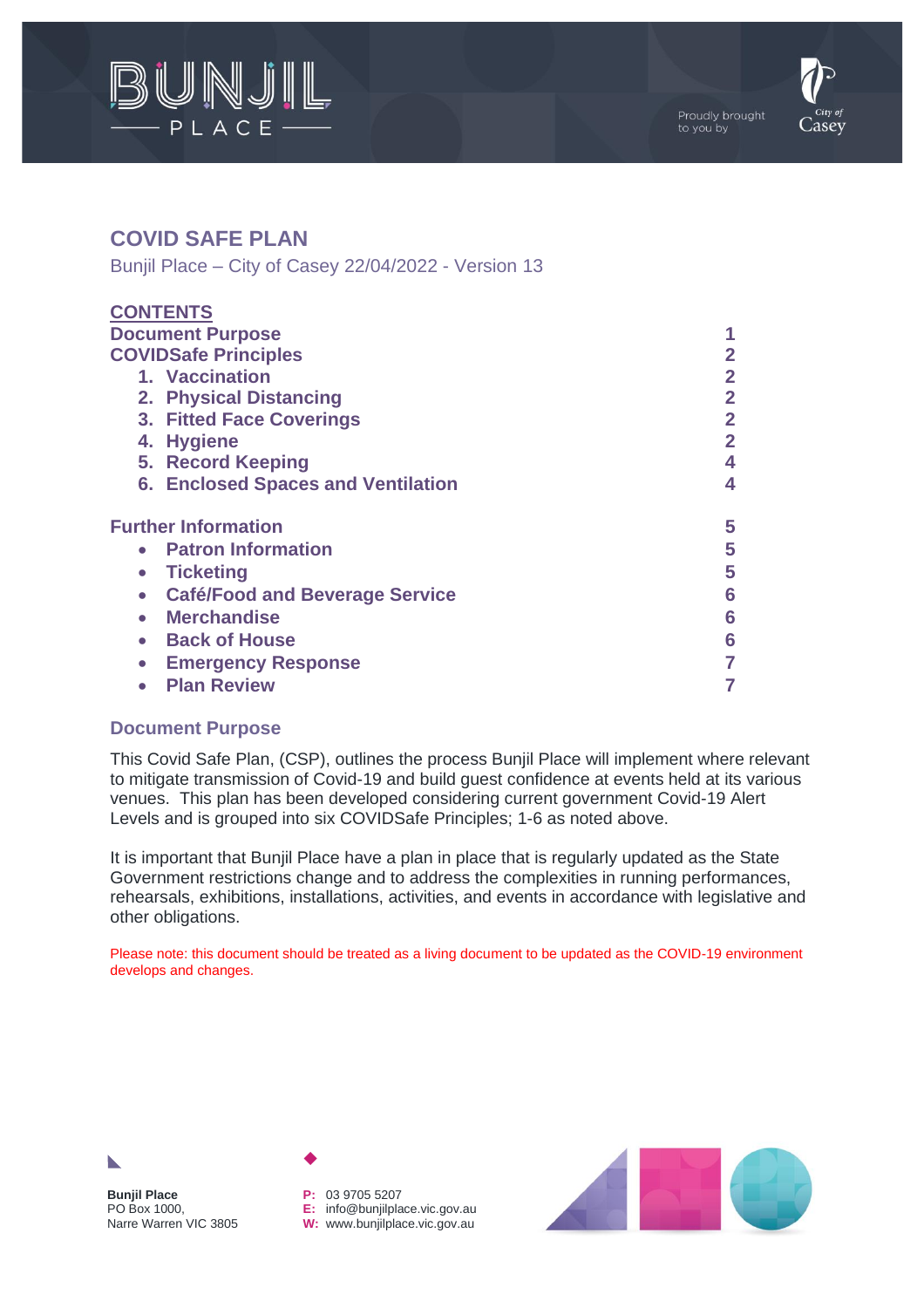# COVID SAFE PLAN

Bunjil Place – City of Casey 22/04/2022 - Version 13

## CONTENTS

| | |
|---|---|
| **Document Purpose** | **1** |
| **COVIDSafe Principles** | **2** |
| 1. Vaccination | 2 |
| 2. Physical Distancing | 2 |
| 3. Fitted Face Coverings | 2 |
| 4. Hygiene | 2 |
| 5. Record Keeping | 4 |
| 6. Enclosed Spaces and Ventilation | 4 |
| **Further Information** | **5** |
| • Patron Information | 5 |
| • Ticketing | 5 |
| • Café/Food and Beverage Service | 6 |
| • Merchandise | 6 |
| • Back of House | 6 |
| • Emergency Response | 7 |
| • Plan Review | 7 |

## Document Purpose

This Covid Safe Plan, (CSP), outlines the process Bunjil Place will implement where relevant to mitigate transmission of Covid-19 and build guest confidence at events held at its various venues. This plan has been developed considering current government Covid-19 Alert Levels and is grouped into six COVIDSafe Principles; 1-6 as noted above.

It is important that Bunjil Place have a plan in place that is regularly updated as the State Government restrictions change and to address the complexities in running performances, rehearsals, exhibitions, installations, activities, and events in accordance with legislative and other obligations.

Please note: this document should be treated as a living document to be updated as the COVID-19 environment develops and changes.

**Bunjil Place**
PO Box 1000,
Narre Warren VIC 3805

**P:** 03 9705 5207
**E:** info@bunjilplace.vic.gov.au
**W:** www.bunjilplace.vic.gov.au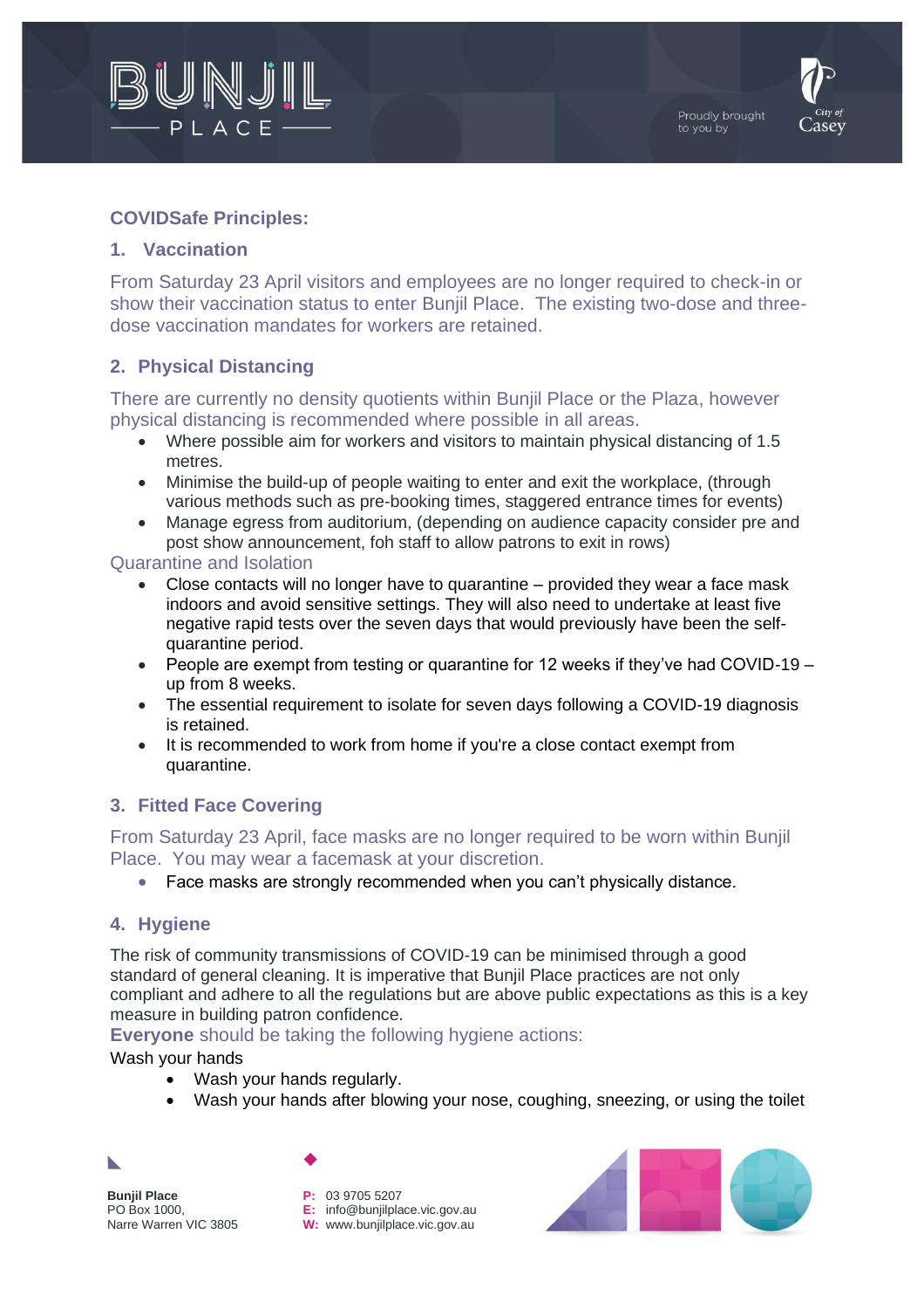## COVIDSafe Principles:

### 1. Vaccination

From Saturday 23 April visitors and employees are no longer required to check-in or show their vaccination status to enter Bunjil Place. The existing two-dose and three-dose vaccination mandates for workers are retained.

### 2. Physical Distancing

There are currently no density quotients within Bunjil Place or the Plaza, however physical distancing is recommended where possible in all areas.

- Where possible aim for workers and visitors to maintain physical distancing of 1.5 metres.
- Minimise the build-up of people waiting to enter and exit the workplace, (through various methods such as pre-booking times, staggered entrance times for events)
- Manage egress from auditorium, (depending on audience capacity consider pre and post show announcement, foh staff to allow patrons to exit in rows)

Quarantine and Isolation

- Close contacts will no longer have to quarantine – provided they wear a face mask indoors and avoid sensitive settings. They will also need to undertake at least five negative rapid tests over the seven days that would previously have been the self-quarantine period.
- People are exempt from testing or quarantine for 12 weeks if they've had COVID-19 – up from 8 weeks.
- The essential requirement to isolate for seven days following a COVID-19 diagnosis is retained.
- It is recommended to work from home if you're a close contact exempt from quarantine.

### 3. Fitted Face Covering

From Saturday 23 April, face masks are no longer required to be worn within Bunjil Place. You may wear a facemask at your discretion.

- Face masks are strongly recommended when you can't physically distance.

### 4. Hygiene

The risk of community transmissions of COVID-19 can be minimised through a good standard of general cleaning. It is imperative that Bunjil Place practices are not only compliant and adhere to all the regulations but are above public expectations as this is a key measure in building patron confidence.

**Everyone** should be taking the following hygiene actions:

Wash your hands

- Wash your hands regularly.
- Wash your hands after blowing your nose, coughing, sneezing, or using the toilet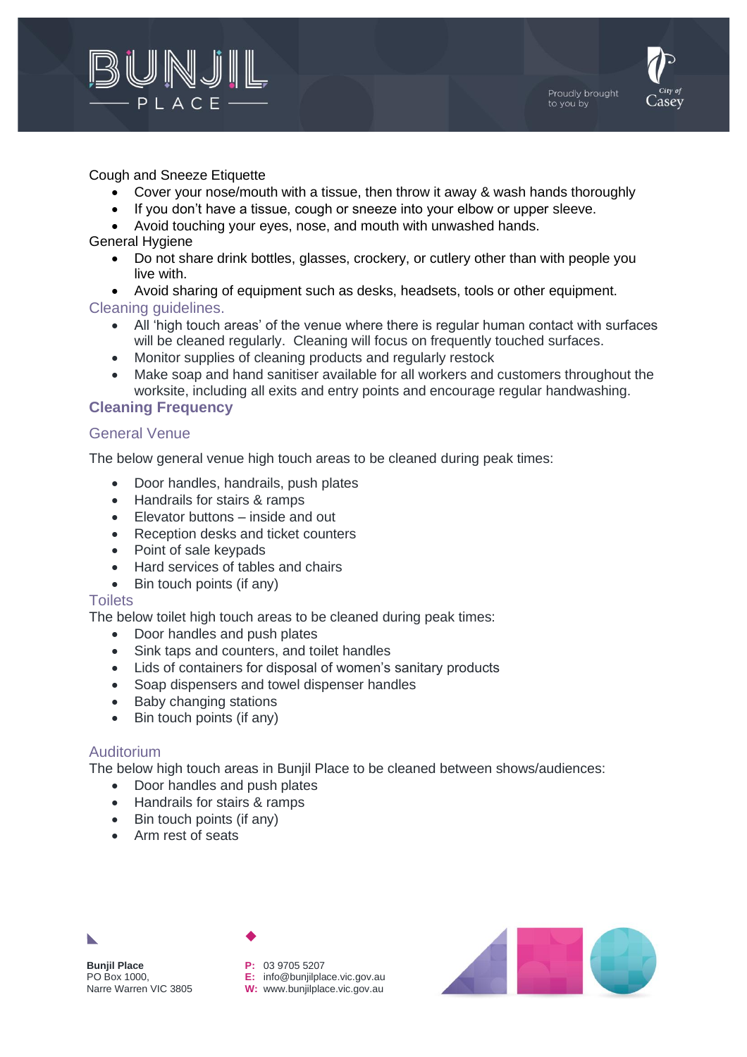Cough and Sneeze Etiquette

- Cover your nose/mouth with a tissue, then throw it away & wash hands thoroughly
- If you don't have a tissue, cough or sneeze into your elbow or upper sleeve.
- Avoid touching your eyes, nose, and mouth with unwashed hands.

General Hygiene

- Do not share drink bottles, glasses, crockery, or cutlery other than with people you live with.
- Avoid sharing of equipment such as desks, headsets, tools or other equipment.

### Cleaning guidelines.

- All 'high touch areas' of the venue where there is regular human contact with surfaces will be cleaned regularly. Cleaning will focus on frequently touched surfaces.
- Monitor supplies of cleaning products and regularly restock
- Make soap and hand sanitiser available for all workers and customers throughout the worksite, including all exits and entry points and encourage regular handwashing.

## Cleaning Frequency

### General Venue

The below general venue high touch areas to be cleaned during peak times:

- Door handles, handrails, push plates
- Handrails for stairs & ramps
- Elevator buttons – inside and out
- Reception desks and ticket counters
- Point of sale keypads
- Hard services of tables and chairs
- Bin touch points (if any)

### Toilets

The below toilet high touch areas to be cleaned during peak times:

- Door handles and push plates
- Sink taps and counters, and toilet handles
- Lids of containers for disposal of women's sanitary products
- Soap dispensers and towel dispenser handles
- Baby changing stations
- Bin touch points (if any)

### Auditorium

The below high touch areas in Bunjil Place to be cleaned between shows/audiences:

- Door handles and push plates
- Handrails for stairs & ramps
- Bin touch points (if any)
- Arm rest of seats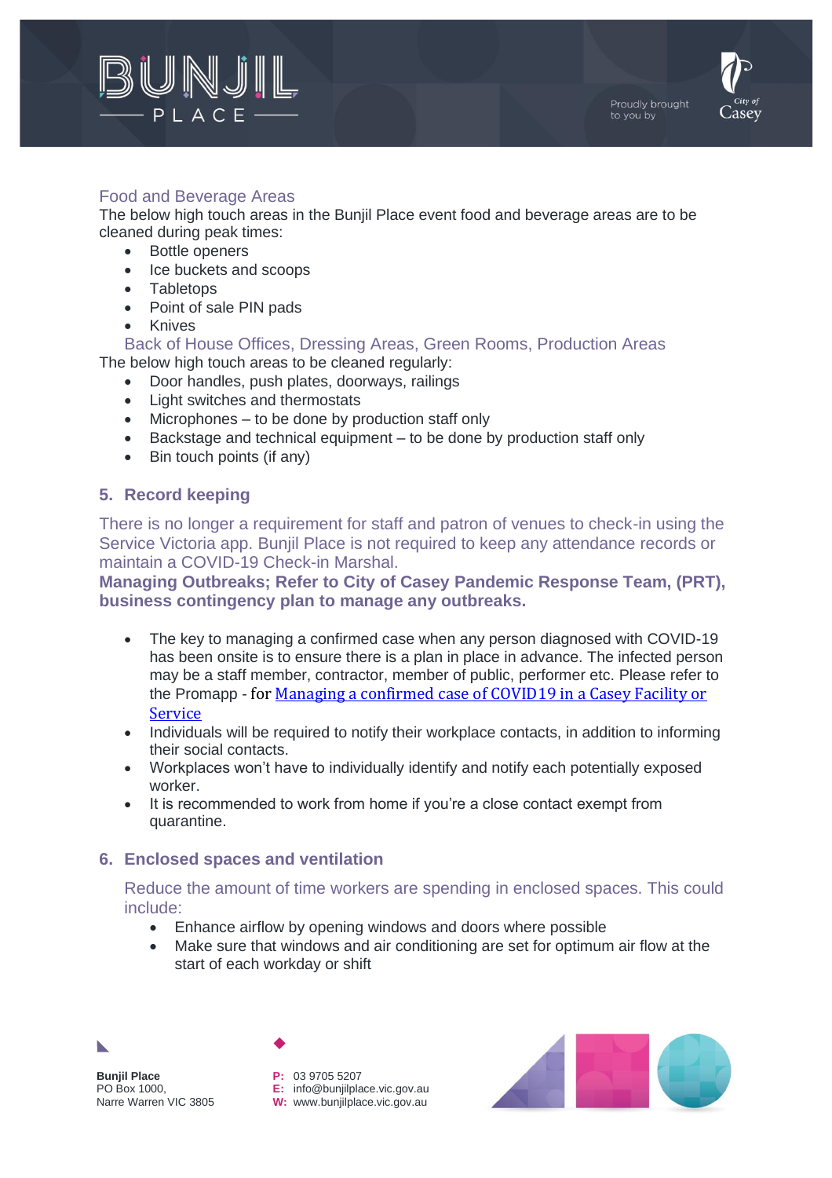### Food and Beverage Areas

The below high touch areas in the Bunjil Place event food and beverage areas are to be cleaned during peak times:

- Bottle openers
- Ice buckets and scoops
- Tabletops
- Point of sale PIN pads
- Knives

### Back of House Offices, Dressing Areas, Green Rooms, Production Areas

The below high touch areas to be cleaned regularly:

- Door handles, push plates, doorways, railings
- Light switches and thermostats
- Microphones – to be done by production staff only
- Backstage and technical equipment – to be done by production staff only
- Bin touch points (if any)

## 5. Record keeping

There is no longer a requirement for staff and patron of venues to check-in using the Service Victoria app. Bunjil Place is not required to keep any attendance records or maintain a COVID-19 Check-in Marshal.

**Managing Outbreaks; Refer to City of Casey Pandemic Response Team, (PRT), business contingency plan to manage any outbreaks.**

- The key to managing a confirmed case when any person diagnosed with COVID-19 has been onsite is to ensure there is a plan in place in advance. The infected person may be a staff member, contractor, member of public, performer etc. Please refer to the Promapp - for Managing a confirmed case of COVID19 in a Casey Facility or Service
- Individuals will be required to notify their workplace contacts, in addition to informing their social contacts.
- Workplaces won't have to individually identify and notify each potentially exposed worker.
- It is recommended to work from home if you're a close contact exempt from quarantine.

## 6. Enclosed spaces and ventilation

Reduce the amount of time workers are spending in enclosed spaces. This could include:

- Enhance airflow by opening windows and doors where possible
- Make sure that windows and air conditioning are set for optimum air flow at the start of each workday or shift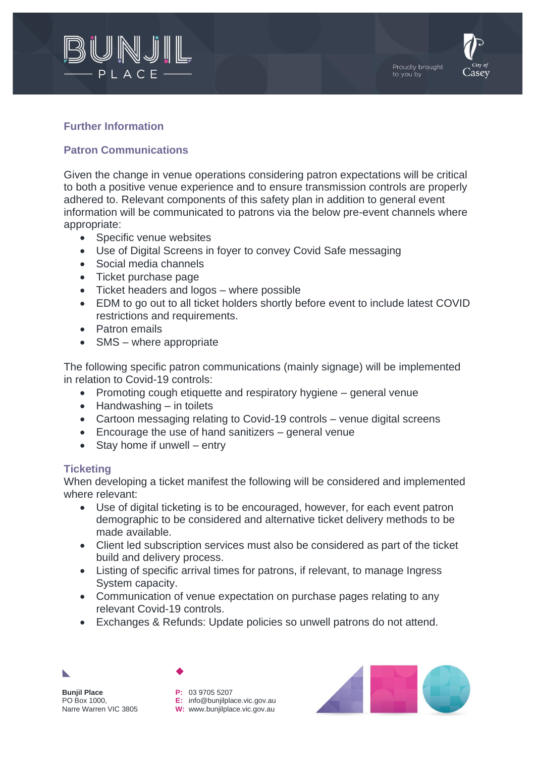## Further Information

### Patron Communications

Given the change in venue operations considering patron expectations will be critical to both a positive venue experience and to ensure transmission controls are properly adhered to. Relevant components of this safety plan in addition to general event information will be communicated to patrons via the below pre-event channels where appropriate:

- Specific venue websites
- Use of Digital Screens in foyer to convey Covid Safe messaging
- Social media channels
- Ticket purchase page
- Ticket headers and logos – where possible
- EDM to go out to all ticket holders shortly before event to include latest COVID restrictions and requirements.
- Patron emails
- SMS – where appropriate

The following specific patron communications (mainly signage) will be implemented in relation to Covid-19 controls:

- Promoting cough etiquette and respiratory hygiene – general venue
- Handwashing – in toilets
- Cartoon messaging relating to Covid-19 controls – venue digital screens
- Encourage the use of hand sanitizers – general venue
- Stay home if unwell – entry

### Ticketing

When developing a ticket manifest the following will be considered and implemented where relevant:

- Use of digital ticketing is to be encouraged, however, for each event patron demographic to be considered and alternative ticket delivery methods to be made available.
- Client led subscription services must also be considered as part of the ticket build and delivery process.
- Listing of specific arrival times for patrons, if relevant, to manage Ingress System capacity.
- Communication of venue expectation on purchase pages relating to any relevant Covid-19 controls.
- Exchanges & Refunds: Update policies so unwell patrons do not attend.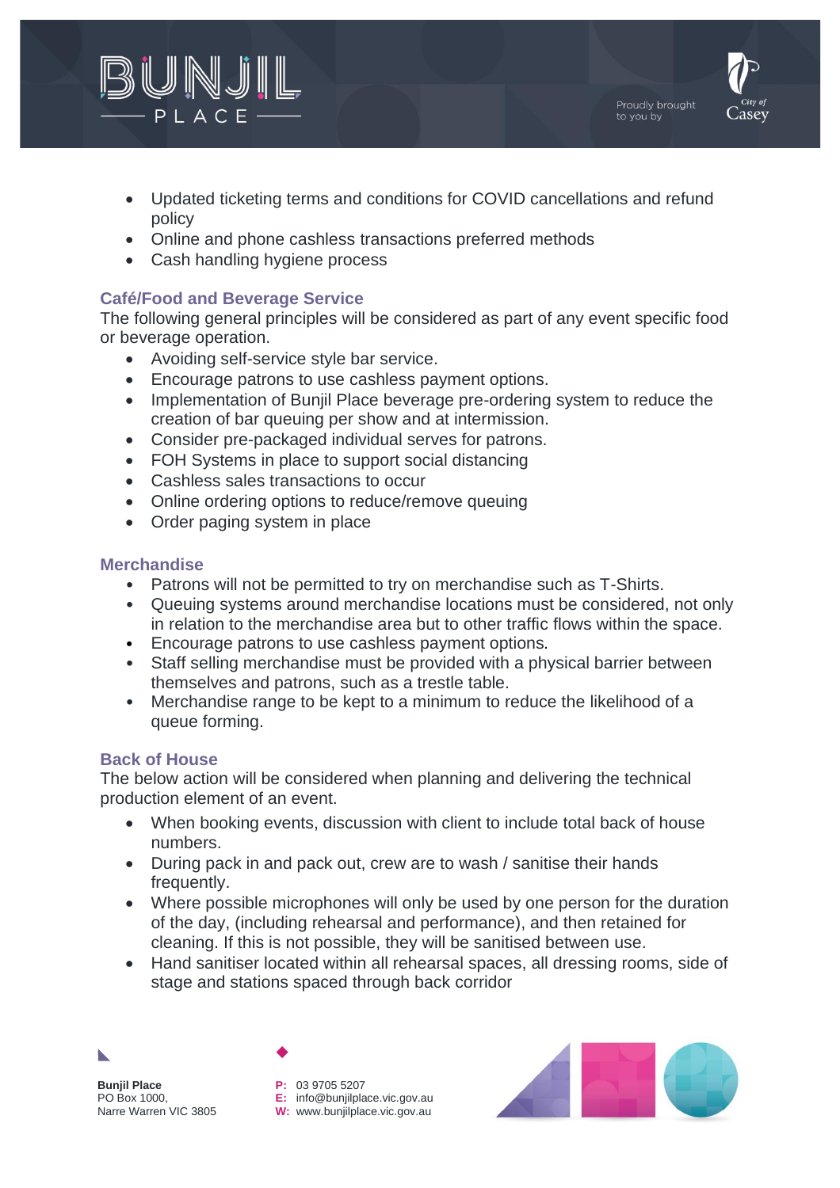- Updated ticketing terms and conditions for COVID cancellations and refund policy
- Online and phone cashless transactions preferred methods
- Cash handling hygiene process

### Café/Food and Beverage Service

The following general principles will be considered as part of any event specific food or beverage operation.

- Avoiding self-service style bar service.
- Encourage patrons to use cashless payment options.
- Implementation of Bunjil Place beverage pre-ordering system to reduce the creation of bar queuing per show and at intermission.
- Consider pre-packaged individual serves for patrons.
- FOH Systems in place to support social distancing
- Cashless sales transactions to occur
- Online ordering options to reduce/remove queuing
- Order paging system in place

### Merchandise

- Patrons will not be permitted to try on merchandise such as T-Shirts.
- Queuing systems around merchandise locations must be considered, not only in relation to the merchandise area but to other traffic flows within the space.
- Encourage patrons to use cashless payment options.
- Staff selling merchandise must be provided with a physical barrier between themselves and patrons, such as a trestle table.
- Merchandise range to be kept to a minimum to reduce the likelihood of a queue forming.

### Back of House

The below action will be considered when planning and delivering the technical production element of an event.

- When booking events, discussion with client to include total back of house numbers.
- During pack in and pack out, crew are to wash / sanitise their hands frequently.
- Where possible microphones will only be used by one person for the duration of the day, (including rehearsal and performance), and then retained for cleaning. If this is not possible, they will be sanitised between use.
- Hand sanitiser located within all rehearsal spaces, all dressing rooms, side of stage and stations spaced through back corridor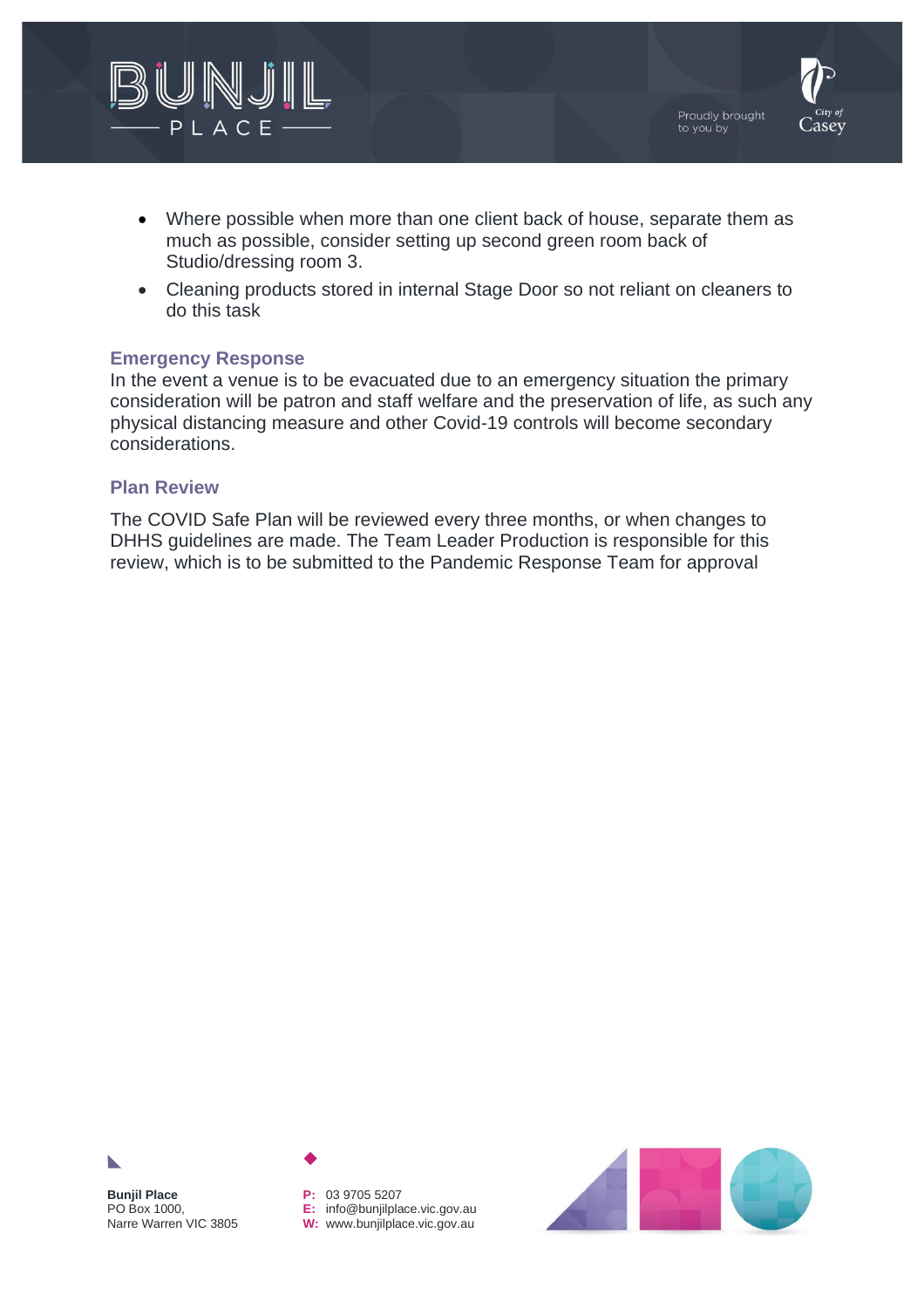- Where possible when more than one client back of house, separate them as much as possible, consider setting up second green room back of Studio/dressing room 3.
- Cleaning products stored in internal Stage Door so not reliant on cleaners to do this task

## Emergency Response

In the event a venue is to be evacuated due to an emergency situation the primary consideration will be patron and staff welfare and the preservation of life, as such any physical distancing measure and other Covid-19 controls will become secondary considerations.

## Plan Review

The COVID Safe Plan will be reviewed every three months, or when changes to DHHS guidelines are made. The Team Leader Production is responsible for this review, which is to be submitted to the Pandemic Response Team for approval